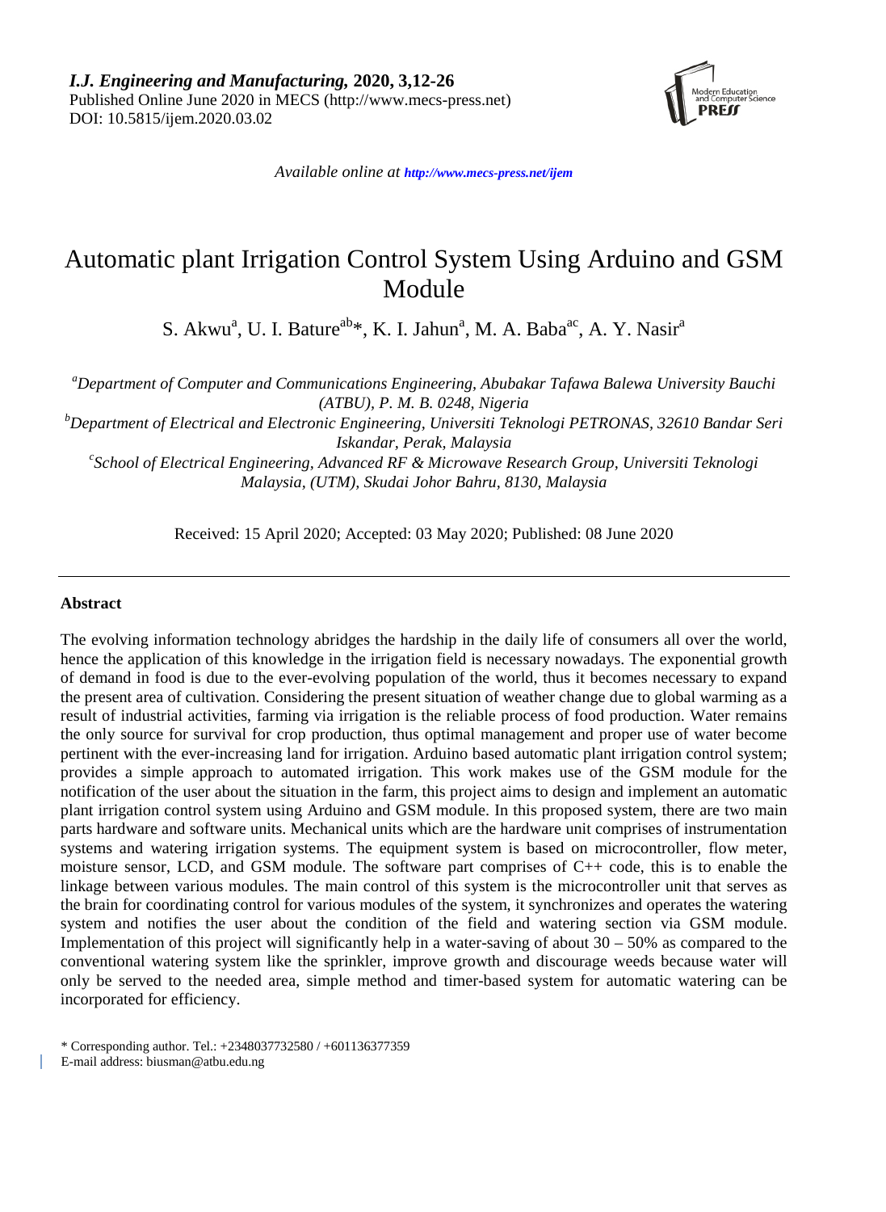# Automatic plant Irrigation Control System Using Arduino and GSM Module

S. Akwu[a], U. I. Bature[ab]*, K. I. Jahun[a], M. A. Baba[ac], A. Y. Nasir[a]

[a]*Department of Computer and Communications Engineering, Abubakar Tafawa Balewa University Bauchi (ATBU), P. M. B. 0248, Nigeria*

[b]*Department of Electrical and Electronic Engineering, Universiti Teknologi PETRONAS, 32610 Bandar Seri Iskandar, Perak, Malaysia*

[c]*School of Electrical Engineering, Advanced RF & Microwave Research Group, Universiti Teknologi Malaysia, (UTM), Skudai Johor Bahru, 8130, Malaysia*

Received: 15 April 2020; Accepted: 03 May 2020; Published: 08 June 2020

---

### Abstract

The evolving information technology abridges the hardship in the daily life of consumers all over the world, hence the application of this knowledge in the irrigation field is necessary nowadays. The exponential growth of demand in food is due to the ever-evolving population of the world, thus it becomes necessary to expand the present area of cultivation. Considering the present situation of weather change due to global warming as a result of industrial activities, farming via irrigation is the reliable process of food production. Water remains the only source for survival for crop production, thus optimal management and proper use of water become pertinent with the ever-increasing land for irrigation. Arduino based automatic plant irrigation control system; provides a simple approach to automated irrigation. This work makes use of the GSM module for the notification of the user about the situation in the farm, this project aims to design and implement an automatic plant irrigation control system using Arduino and GSM module. In this proposed system, there are two main parts hardware and software units. Mechanical units which are the hardware unit comprises of instrumentation systems and watering irrigation systems. The equipment system is based on microcontroller, flow meter, moisture sensor, LCD, and GSM module. The software part comprises of C++ code, this is to enable the linkage between various modules. The main control of this system is the microcontroller unit that serves as the brain for coordinating control for various modules of the system, it synchronizes and operates the watering system and notifies the user about the condition of the field and watering section via GSM module. Implementation of this project will significantly help in a water-saving of about 30 – 50% as compared to the conventional watering system like the sprinkler, improve growth and discourage weeds because water will only be served to the needed area, simple method and timer-based system for automatic watering can be incorporated for efficiency.

\* Corresponding author. Tel.: +2348037732580 / +601136377359
E-mail address: biusman@atbu.edu.ng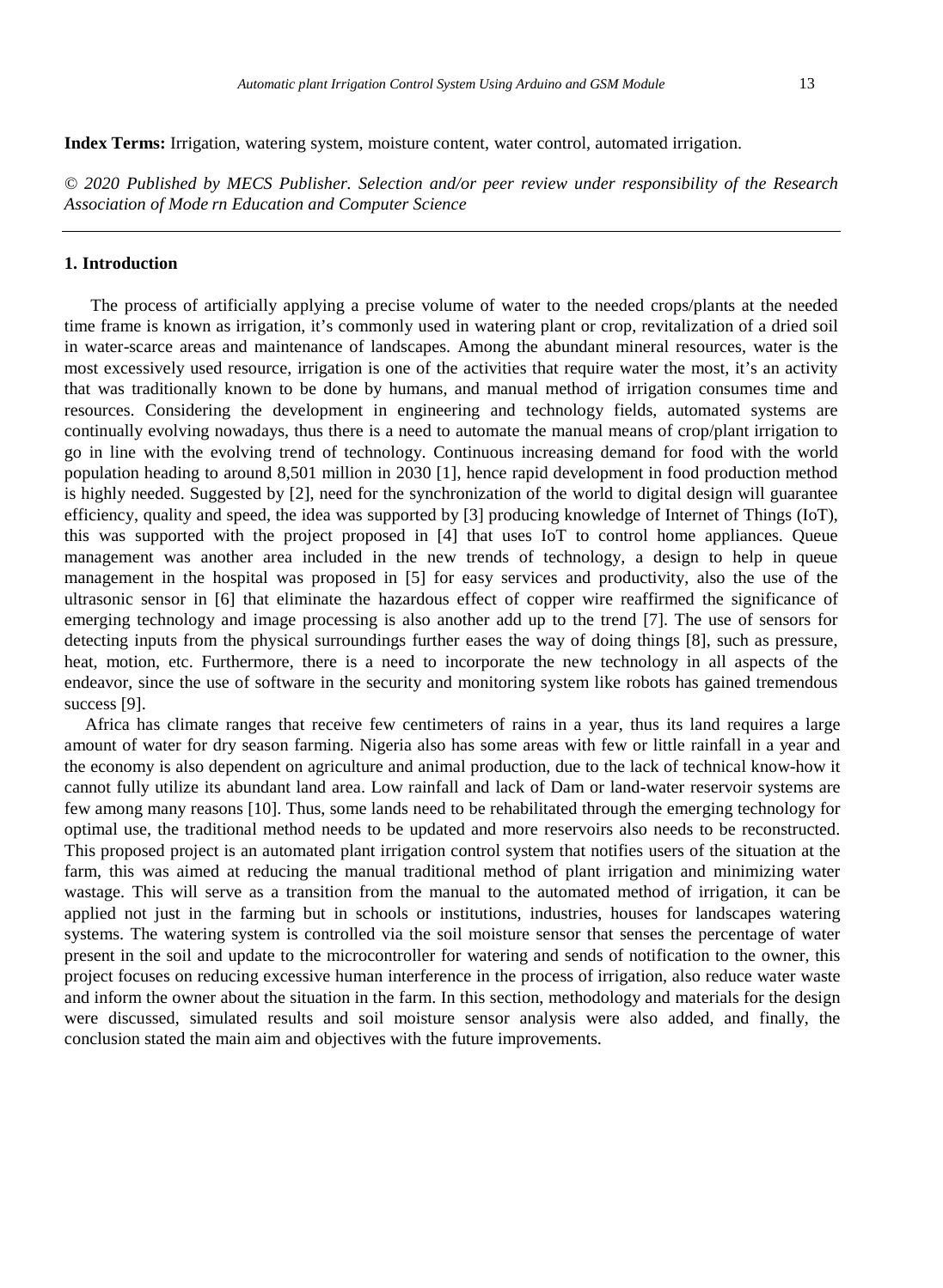**Index Terms:** Irrigation, watering system, moisture content, water control, automated irrigation.

*© 2020 Published by MECS Publisher. Selection and/or peer review under responsibility of the Research Association of Mode rn Education and Computer Science*

## 1. Introduction

The process of artificially applying a precise volume of water to the needed crops/plants at the needed time frame is known as irrigation, it's commonly used in watering plant or crop, revitalization of a dried soil in water-scarce areas and maintenance of landscapes. Among the abundant mineral resources, water is the most excessively used resource, irrigation is one of the activities that require water the most, it's an activity that was traditionally known to be done by humans, and manual method of irrigation consumes time and resources. Considering the development in engineering and technology fields, automated systems are continually evolving nowadays, thus there is a need to automate the manual means of crop/plant irrigation to go in line with the evolving trend of technology. Continuous increasing demand for food with the world population heading to around 8,501 million in 2030 [1], hence rapid development in food production method is highly needed. Suggested by [2], need for the synchronization of the world to digital design will guarantee efficiency, quality and speed, the idea was supported by [3] producing knowledge of Internet of Things (IoT), this was supported with the project proposed in [4] that uses IoT to control home appliances. Queue management was another area included in the new trends of technology, a design to help in queue management in the hospital was proposed in [5] for easy services and productivity, also the use of the ultrasonic sensor in [6] that eliminate the hazardous effect of copper wire reaffirmed the significance of emerging technology and image processing is also another add up to the trend [7]. The use of sensors for detecting inputs from the physical surroundings further eases the way of doing things [8], such as pressure, heat, motion, etc. Furthermore, there is a need to incorporate the new technology in all aspects of the endeavor, since the use of software in the security and monitoring system like robots has gained tremendous success [9].

Africa has climate ranges that receive few centimeters of rains in a year, thus its land requires a large amount of water for dry season farming. Nigeria also has some areas with few or little rainfall in a year and the economy is also dependent on agriculture and animal production, due to the lack of technical know-how it cannot fully utilize its abundant land area. Low rainfall and lack of Dam or land-water reservoir systems are few among many reasons [10]. Thus, some lands need to be rehabilitated through the emerging technology for optimal use, the traditional method needs to be updated and more reservoirs also needs to be reconstructed. This proposed project is an automated plant irrigation control system that notifies users of the situation at the farm, this was aimed at reducing the manual traditional method of plant irrigation and minimizing water wastage. This will serve as a transition from the manual to the automated method of irrigation, it can be applied not just in the farming but in schools or institutions, industries, houses for landscapes watering systems. The watering system is controlled via the soil moisture sensor that senses the percentage of water present in the soil and update to the microcontroller for watering and sends of notification to the owner, this project focuses on reducing excessive human interference in the process of irrigation, also reduce water waste and inform the owner about the situation in the farm. In this section, methodology and materials for the design were discussed, simulated results and soil moisture sensor analysis were also added, and finally, the conclusion stated the main aim and objectives with the future improvements.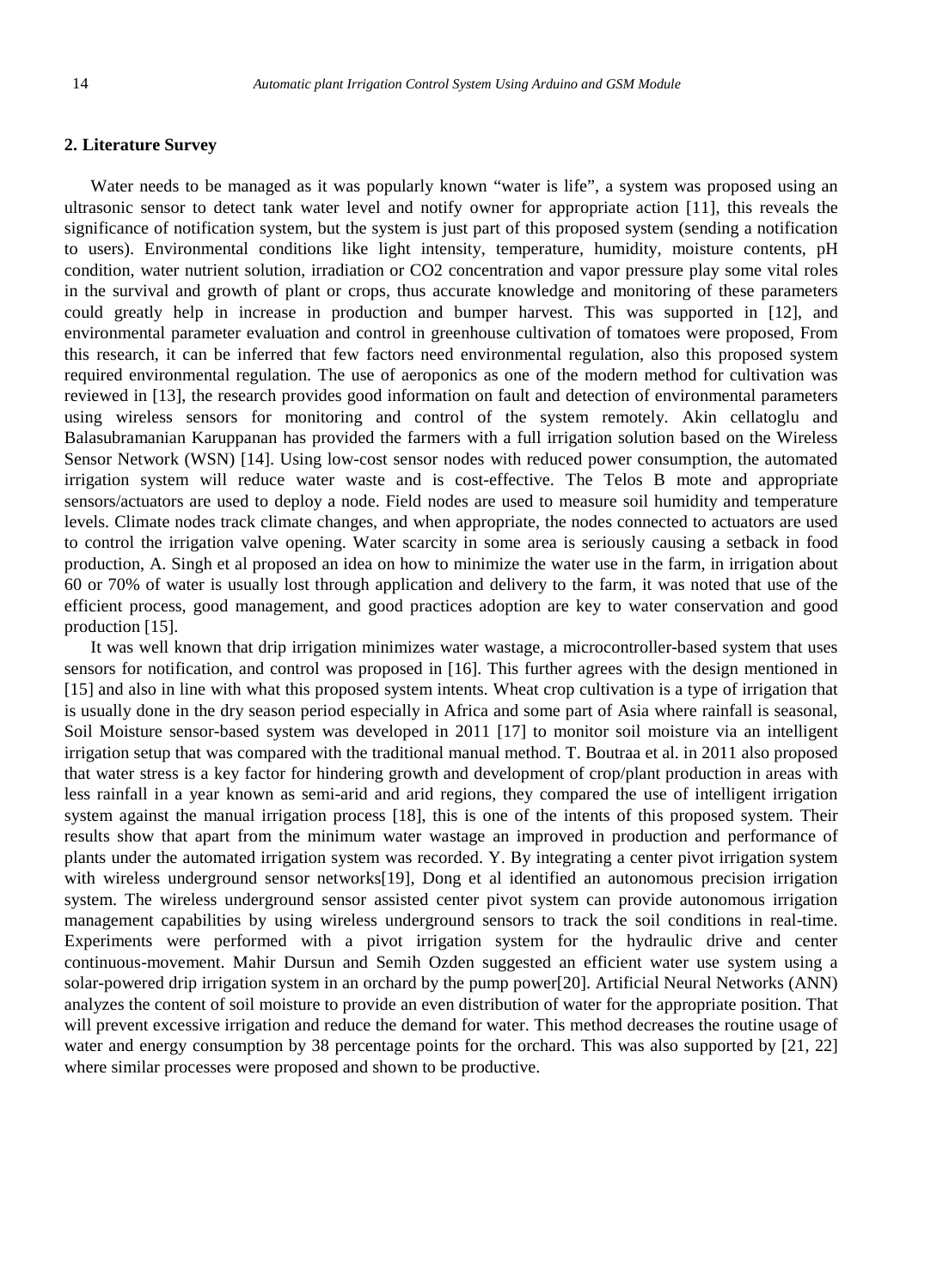## 2. Literature Survey

Water needs to be managed as it was popularly known “water is life”, a system was proposed using an ultrasonic sensor to detect tank water level and notify owner for appropriate action [11], this reveals the significance of notification system, but the system is just part of this proposed system (sending a notification to users). Environmental conditions like light intensity, temperature, humidity, moisture contents, pH condition, water nutrient solution, irradiation or $CO_2$ concentration and vapor pressure play some vital roles in the survival and growth of plant or crops, thus accurate knowledge and monitoring of these parameters could greatly help in increase in production and bumper harvest. This was supported in [12], and environmental parameter evaluation and control in greenhouse cultivation of tomatoes were proposed, From this research, it can be inferred that few factors need environmental regulation, also this proposed system required environmental regulation. The use of aeroponics as one of the modern method for cultivation was reviewed in [13], the research provides good information on fault and detection of environmental parameters using wireless sensors for monitoring and control of the system remotely. Akin cellatoglu and Balasubramanian Karuppanan has provided the farmers with a full irrigation solution based on the Wireless Sensor Network (WSN) [14]. Using low-cost sensor nodes with reduced power consumption, the automated irrigation system will reduce water waste and is cost-effective. The Telos B mote and appropriate sensors/actuators are used to deploy a node. Field nodes are used to measure soil humidity and temperature levels. Climate nodes track climate changes, and when appropriate, the nodes connected to actuators are used to control the irrigation valve opening. Water scarcity in some area is seriously causing a setback in food production, A. Singh et al proposed an idea on how to minimize the water use in the farm, in irrigation about 60 or 70% of water is usually lost through application and delivery to the farm, it was noted that use of the efficient process, good management, and good practices adoption are key to water conservation and good production [15].

It was well known that drip irrigation minimizes water wastage, a microcontroller-based system that uses sensors for notification, and control was proposed in [16]. This further agrees with the design mentioned in [15] and also in line with what this proposed system intents. Wheat crop cultivation is a type of irrigation that is usually done in the dry season period especially in Africa and some part of Asia where rainfall is seasonal, Soil Moisture sensor-based system was developed in 2011 [17] to monitor soil moisture via an intelligent irrigation setup that was compared with the traditional manual method. T. Boutraa et al. in 2011 also proposed that water stress is a key factor for hindering growth and development of crop/plant production in areas with less rainfall in a year known as semi-arid and arid regions, they compared the use of intelligent irrigation system against the manual irrigation process [18], this is one of the intents of this proposed system. Their results show that apart from the minimum water wastage an improved in production and performance of plants under the automated irrigation system was recorded. Y. By integrating a center pivot irrigation system with wireless underground sensor networks[19], Dong et al identified an autonomous precision irrigation system. The wireless underground sensor assisted center pivot system can provide autonomous irrigation management capabilities by using wireless underground sensors to track the soil conditions in real-time. Experiments were performed with a pivot irrigation system for the hydraulic drive and center continuous-movement. Mahir Dursun and Semih Ozden suggested an efficient water use system using a solar-powered drip irrigation system in an orchard by the pump power[20]. Artificial Neural Networks (ANN) analyzes the content of soil moisture to provide an even distribution of water for the appropriate position. That will prevent excessive irrigation and reduce the demand for water. This method decreases the routine usage of water and energy consumption by 38 percentage points for the orchard. This was also supported by [21, 22] where similar processes were proposed and shown to be productive.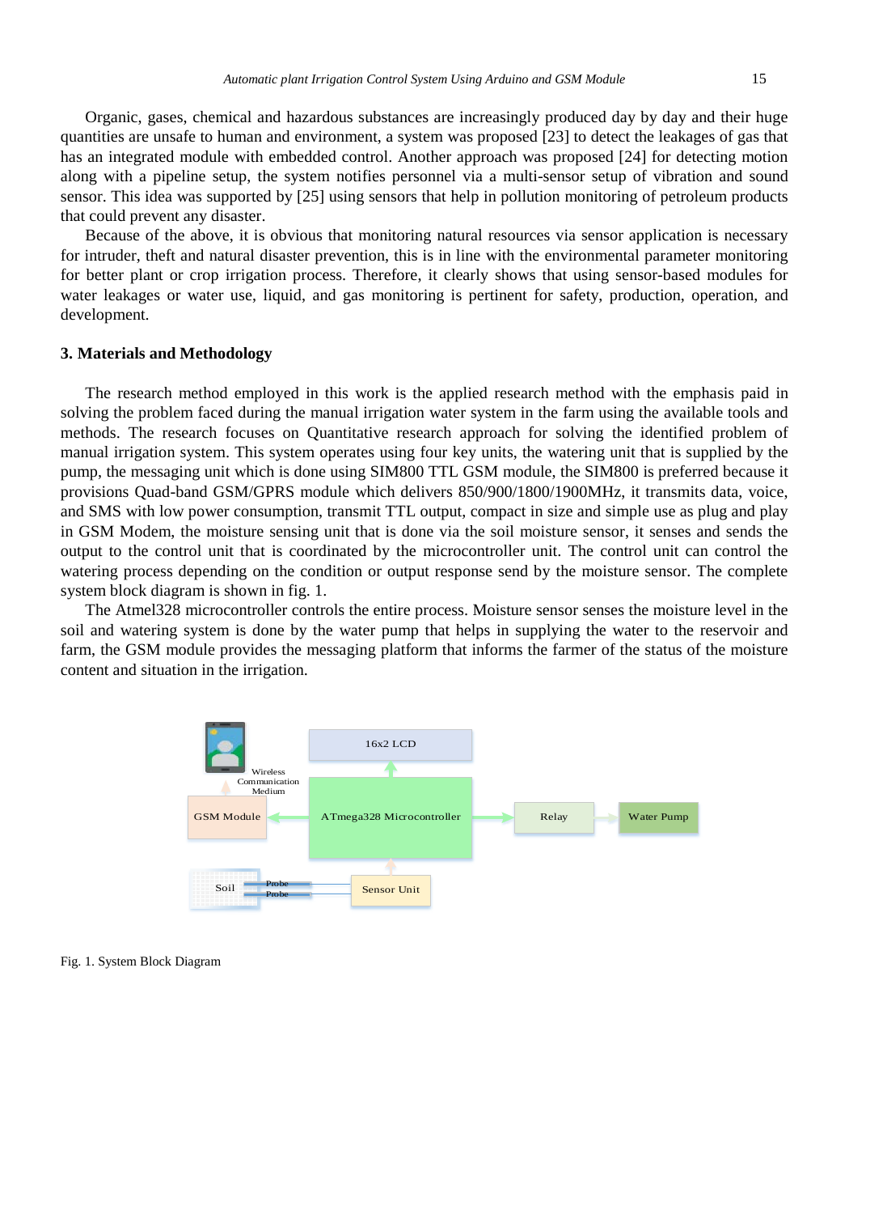Organic, gases, chemical and hazardous substances are increasingly produced day by day and their huge quantities are unsafe to human and environment, a system was proposed [23] to detect the leakages of gas that has an integrated module with embedded control. Another approach was proposed [24] for detecting motion along with a pipeline setup, the system notifies personnel via a multi-sensor setup of vibration and sound sensor. This idea was supported by [25] using sensors that help in pollution monitoring of petroleum products that could prevent any disaster.

Because of the above, it is obvious that monitoring natural resources via sensor application is necessary for intruder, theft and natural disaster prevention, this is in line with the environmental parameter monitoring for better plant or crop irrigation process. Therefore, it clearly shows that using sensor-based modules for water leakages or water use, liquid, and gas monitoring is pertinent for safety, production, operation, and development.

## 3. Materials and Methodology

The research method employed in this work is the applied research method with the emphasis paid in solving the problem faced during the manual irrigation water system in the farm using the available tools and methods. The research focuses on Quantitative research approach for solving the identified problem of manual irrigation system. This system operates using four key units, the watering unit that is supplied by the pump, the messaging unit which is done using SIM800 TTL GSM module, the SIM800 is preferred because it provisions Quad-band GSM/GPRS module which delivers 850/900/1800/1900MHz, it transmits data, voice, and SMS with low power consumption, transmit TTL output, compact in size and simple use as plug and play in GSM Modem, the moisture sensing unit that is done via the soil moisture sensor, it senses and sends the output to the control unit that is coordinated by the microcontroller unit. The control unit can control the watering process depending on the condition or output response send by the moisture sensor. The complete system block diagram is shown in fig. 1.

The Atmel328 microcontroller controls the entire process. Moisture sensor senses the moisture level in the soil and watering system is done by the water pump that helps in supplying the water to the reservoir and farm, the GSM module provides the messaging platform that informs the farmer of the status of the moisture content and situation in the irrigation.

Wireless Communication Medium

16x2 LCD

GSM Module

ATmega328 Microcontroller

Relay

Water Pump

Soil

Probe

Probe

Sensor Unit

Fig. 1. System Block Diagram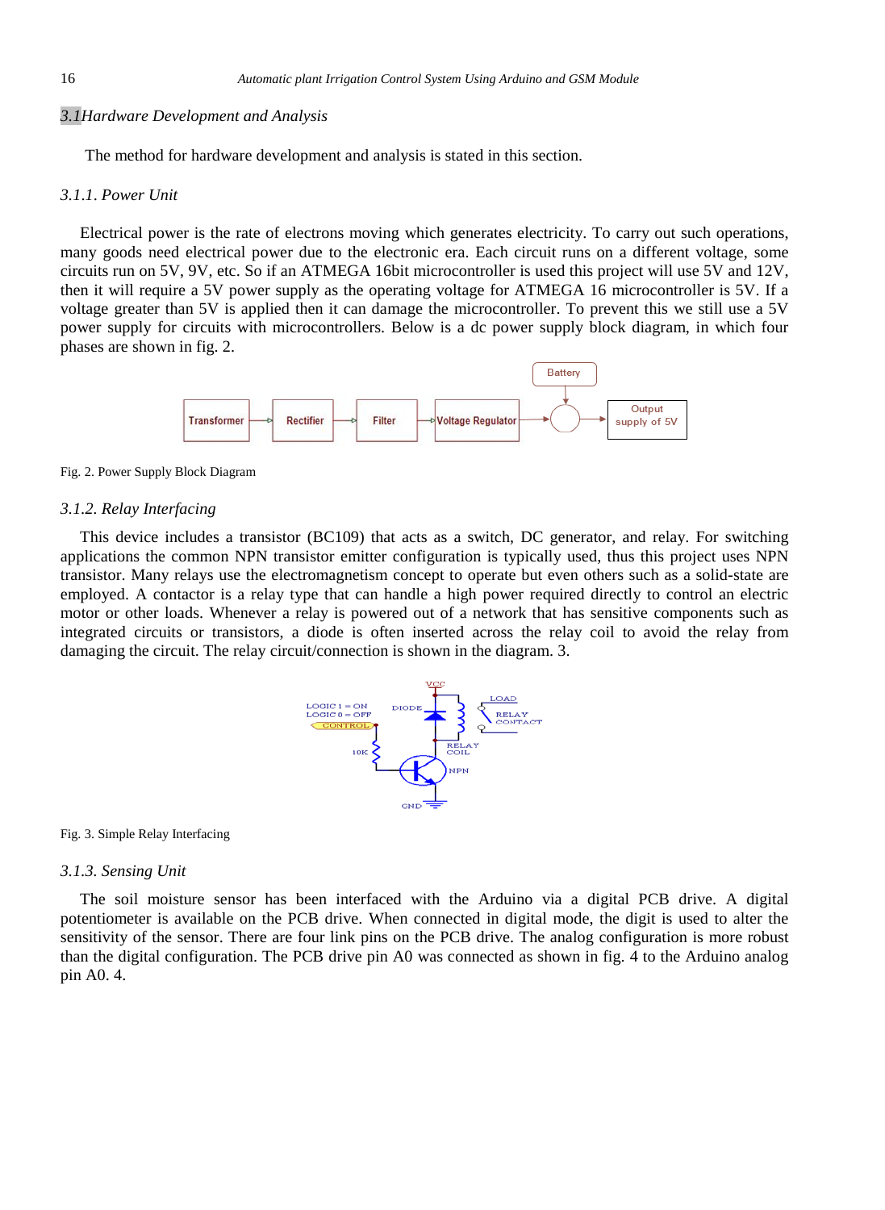### 3.1 Hardware Development and Analysis

The method for hardware development and analysis is stated in this section.

#### 3.1.1. Power Unit

Electrical power is the rate of electrons moving which generates electricity. To carry out such operations, many goods need electrical power due to the electronic era. Each circuit runs on a different voltage, some circuits run on 5V, 9V, etc. So if an ATMEGA 16bit microcontroller is used this project will use 5V and 12V, then it will require a 5V power supply as the operating voltage for ATMEGA 16 microcontroller is 5V. If a voltage greater than 5V is applied then it can damage the microcontroller. To prevent this we still use a 5V power supply for circuits with microcontrollers. Below is a dc power supply block diagram, in which four phases are shown in fig. 2.

Fig. 2. Power Supply Block Diagram

#### 3.1.2. Relay Interfacing

This device includes a transistor (BC109) that acts as a switch, DC generator, and relay. For switching applications the common NPN transistor emitter configuration is typically used, thus this project uses NPN transistor. Many relays use the electromagnetism concept to operate but even others such as a solid-state are employed. A contactor is a relay type that can handle a high power required directly to control an electric motor or other loads. Whenever a relay is powered out of a network that has sensitive components such as integrated circuits or transistors, a diode is often inserted across the relay coil to avoid the relay from damaging the circuit. The relay circuit/connection is shown in the diagram. 3.

Fig. 3. Simple Relay Interfacing

#### 3.1.3. Sensing Unit

The soil moisture sensor has been interfaced with the Arduino via a digital PCB drive. A digital potentiometer is available on the PCB drive. When connected in digital mode, the digit is used to alter the sensitivity of the sensor. There are four link pins on the PCB drive. The analog configuration is more robust than the digital configuration. The PCB drive pin A0 was connected as shown in fig. 4 to the Arduino analog pin A0. 4.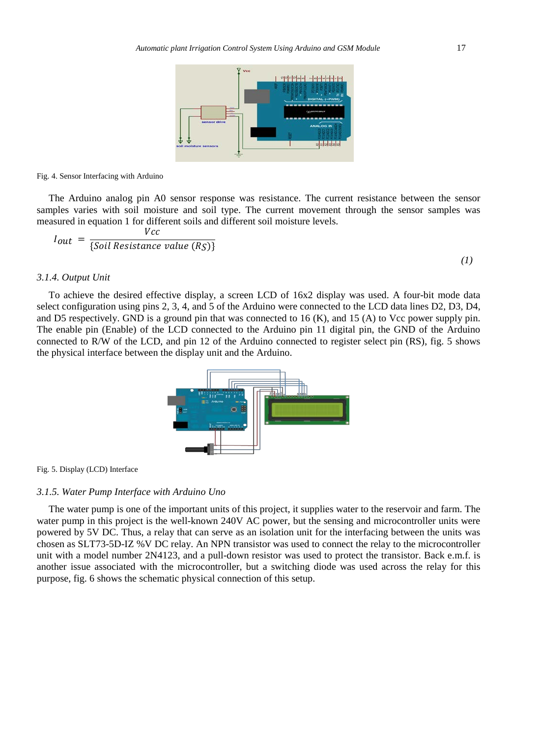Fig. 4. Sensor Interfacing with Arduino

The Arduino analog pin A0 sensor response was resistance. The current resistance between the sensor samples varies with soil moisture and soil type. The current movement through the sensor samples was measured in equation 1 for different soils and different soil moisture levels.

$$I_{out} = \frac{Vcc}{\{Soil\ Resistance\ value\ (R_S)\}} \quad (1)$$

### 3.1.4. Output Unit

To achieve the desired effective display, a screen LCD of 16x2 display was used. A four-bit mode data select configuration using pins 2, 3, 4, and 5 of the Arduino were connected to the LCD data lines D2, D3, D4, and D5 respectively. GND is a ground pin that was connected to 16 (K), and 15 (A) to Vcc power supply pin. The enable pin (Enable) of the LCD connected to the Arduino pin 11 digital pin, the GND of the Arduino connected to R/W of the LCD, and pin 12 of the Arduino connected to register select pin (RS), fig. 5 shows the physical interface between the display unit and the Arduino.

Fig. 5. Display (LCD) Interface

### 3.1.5. Water Pump Interface with Arduino Uno

The water pump is one of the important units of this project, it supplies water to the reservoir and farm. The water pump in this project is the well-known 240V AC power, but the sensing and microcontroller units were powered by 5V DC. Thus, a relay that can serve as an isolation unit for the interfacing between the units was chosen as SLT73-5D-IZ %V DC relay. An NPN transistor was used to connect the relay to the microcontroller unit with a model number 2N4123, and a pull-down resistor was used to protect the transistor. Back e.m.f. is another issue associated with the microcontroller, but a switching diode was used across the relay for this purpose, fig. 6 shows the schematic physical connection of this setup.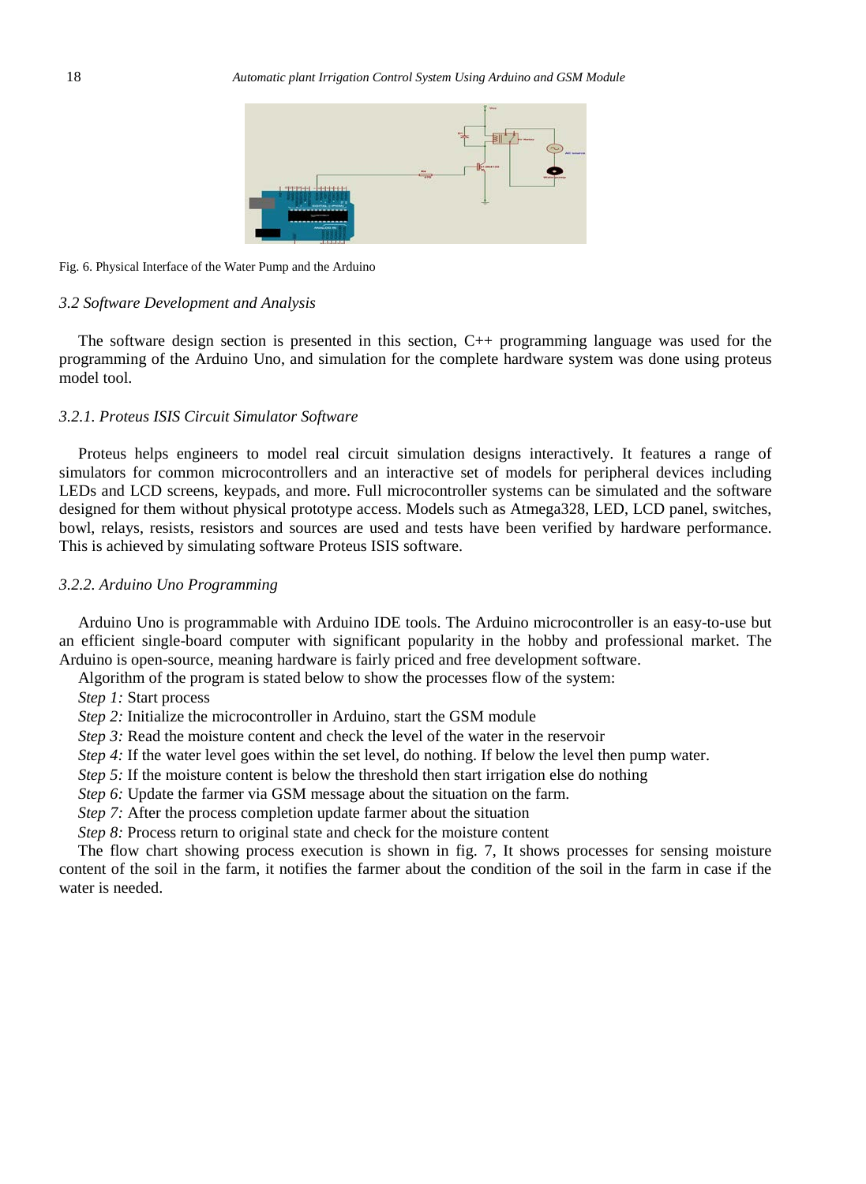Fig. 6. Physical Interface of the Water Pump and the Arduino

### *3.2 Software Development and Analysis*

The software design section is presented in this section, C++ programming language was used for the programming of the Arduino Uno, and simulation for the complete hardware system was done using proteus model tool.

#### *3.2.1. Proteus ISIS Circuit Simulator Software*

Proteus helps engineers to model real circuit simulation designs interactively. It features a range of simulators for common microcontrollers and an interactive set of models for peripheral devices including LEDs and LCD screens, keypads, and more. Full microcontroller systems can be simulated and the software designed for them without physical prototype access. Models such as Atmega328, LED, LCD panel, switches, bowl, relays, resists, resistors and sources are used and tests have been verified by hardware performance. This is achieved by simulating software Proteus ISIS software.

#### *3.2.2. Arduino Uno Programming*

Arduino Uno is programmable with Arduino IDE tools. The Arduino microcontroller is an easy-to-use but an efficient single-board computer with significant popularity in the hobby and professional market. The Arduino is open-source, meaning hardware is fairly priced and free development software.

Algorithm of the program is stated below to show the processes flow of the system:

*Step 1:* Start process

*Step 2:* Initialize the microcontroller in Arduino, start the GSM module

*Step 3:* Read the moisture content and check the level of the water in the reservoir

*Step 4:* If the water level goes within the set level, do nothing. If below the level then pump water.

*Step 5:* If the moisture content is below the threshold then start irrigation else do nothing

*Step 6:* Update the farmer via GSM message about the situation on the farm.

*Step 7:* After the process completion update farmer about the situation

*Step 8:* Process return to original state and check for the moisture content

The flow chart showing process execution is shown in fig. 7, It shows processes for sensing moisture content of the soil in the farm, it notifies the farmer about the condition of the soil in the farm in case if the water is needed.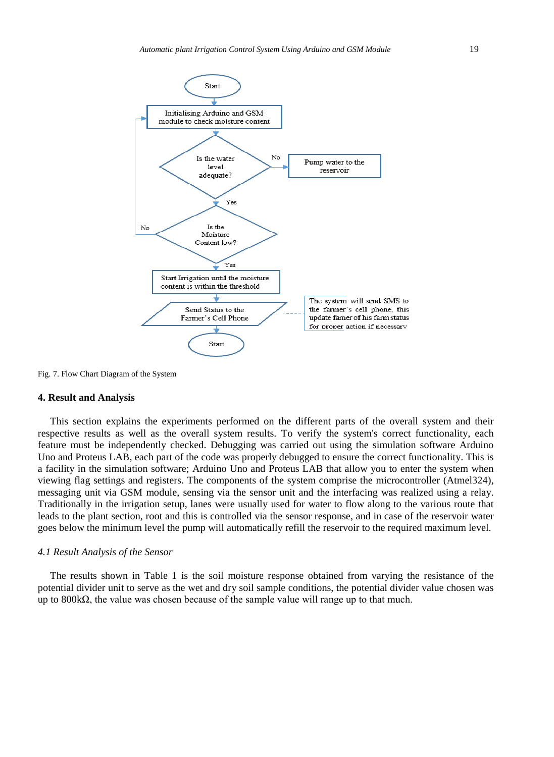Fig. 7. Flow Chart Diagram of the System

## 4. Result and Analysis

This section explains the experiments performed on the different parts of the overall system and their respective results as well as the overall system results. To verify the system's correct functionality, each feature must be independently checked. Debugging was carried out using the simulation software Arduino Uno and Proteus LAB, each part of the code was properly debugged to ensure the correct functionality. This is a facility in the simulation software; Arduino Uno and Proteus LAB that allow you to enter the system when viewing flag settings and registers. The components of the system comprise the microcontroller (Atmel324), messaging unit via GSM module, sensing via the sensor unit and the interfacing was realized using a relay. Traditionally in the irrigation setup, lanes were usually used for water to flow along to the various route that leads to the plant section, root and this is controlled via the sensor response, and in case of the reservoir water goes below the minimum level the pump will automatically refill the reservoir to the required maximum level.

### *4.1 Result Analysis of the Sensor*

The results shown in Table 1 is the soil moisture response obtained from varying the resistance of the potential divider unit to serve as the wet and dry soil sample conditions, the potential divider value chosen was up to 800kΩ, the value was chosen because of the sample value will range up to that much.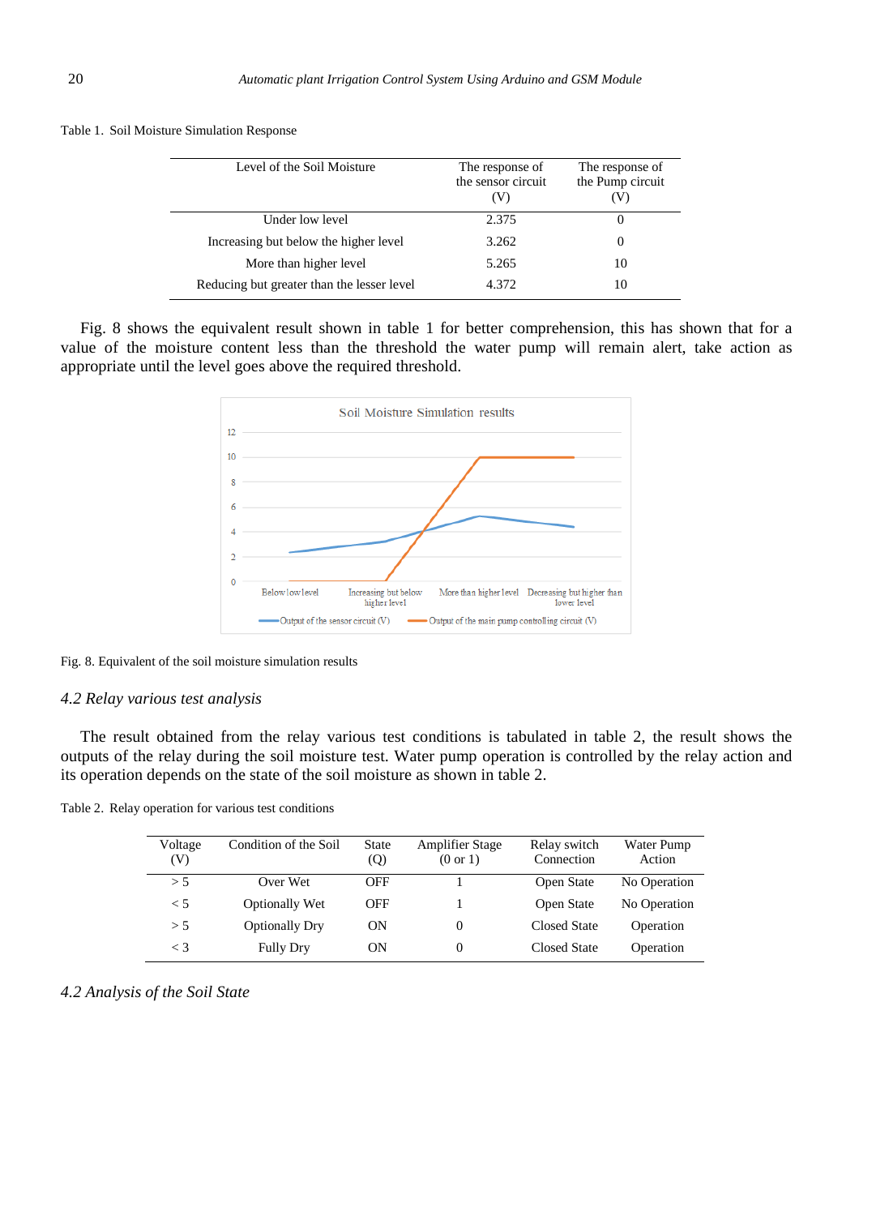Table 1. Soil Moisture Simulation Response

| Level of the Soil Moisture | The response of the sensor circuit (V) | The response of the Pump circuit (V) |
|---|---|---|
| Under low level | 2.375 | 0 |
| Increasing but below the higher level | 3.262 | 0 |
| More than higher level | 5.265 | 10 |
| Reducing but greater than the lesser level | 4.372 | 10 |

Fig. 8 shows the equivalent result shown in table 1 for better comprehension, this has shown that for a value of the moisture content less than the threshold the water pump will remain alert, take action as appropriate until the level goes above the required threshold.

Fig. 8. Equivalent of the soil moisture simulation results

## 4.2 Relay various test analysis

The result obtained from the relay various test conditions is tabulated in table 2, the result shows the outputs of the relay during the soil moisture test. Water pump operation is controlled by the relay action and its operation depends on the state of the soil moisture as shown in table 2.

Table 2. Relay operation for various test conditions

| Voltage (V) | Condition of the Soil | State (Q) | Amplifier Stage (0 or 1) | Relay switch Connection | Water Pump Action |
|---|---|---|---|---|---|
| > 5 | Over Wet | OFF | 1 | Open State | No Operation |
| < 5 | Optionally Wet | OFF | 1 | Open State | No Operation |
| > 5 | Optionally Dry | ON | 0 | Closed State | Operation |
| < 3 | Fully Dry | ON | 0 | Closed State | Operation |

## 4.2 Analysis of the Soil State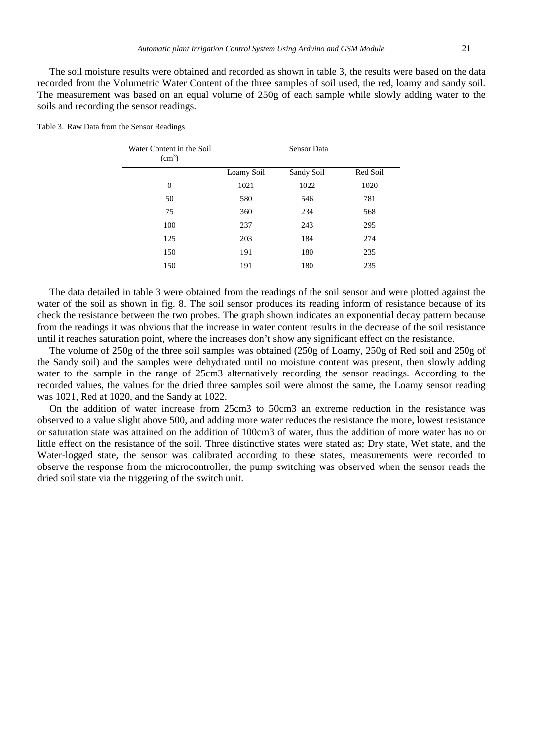The soil moisture results were obtained and recorded as shown in table 3, the results were based on the data recorded from the Volumetric Water Content of the three samples of soil used, the red, loamy and sandy soil. The measurement was based on an equal volume of 250g of each sample while slowly adding water to the soils and recording the sensor readings.

Table 3. Raw Data from the Sensor Readings

| Water Content in the Soil ($cm^3$) | Sensor Data | | |
|---|---|---|---|
| | Loamy Soil | Sandy Soil | Red Soil |
| 0 | 1021 | 1022 | 1020 |
| 50 | 580 | 546 | 781 |
| 75 | 360 | 234 | 568 |
| 100 | 237 | 243 | 295 |
| 125 | 203 | 184 | 274 |
| 150 | 191 | 180 | 235 |
| 150 | 191 | 180 | 235 |

The data detailed in table 3 were obtained from the readings of the soil sensor and were plotted against the water of the soil as shown in fig. 8. The soil sensor produces its reading inform of resistance because of its check the resistance between the two probes. The graph shown indicates an exponential decay pattern because from the readings it was obvious that the increase in water content results in the decrease of the soil resistance until it reaches saturation point, where the increases don't show any significant effect on the resistance.

The volume of 250g of the three soil samples was obtained (250g of Loamy, 250g of Red soil and 250g of the Sandy soil) and the samples were dehydrated until no moisture content was present, then slowly adding water to the sample in the range of 25cm3 alternatively recording the sensor readings. According to the recorded values, the values for the dried three samples soil were almost the same, the Loamy sensor reading was 1021, Red at 1020, and the Sandy at 1022.

On the addition of water increase from 25cm3 to 50cm3 an extreme reduction in the resistance was observed to a value slight above 500, and adding more water reduces the resistance the more, lowest resistance or saturation state was attained on the addition of 100cm3 of water, thus the addition of more water has no or little effect on the resistance of the soil. Three distinctive states were stated as; Dry state, Wet state, and the Water-logged state, the sensor was calibrated according to these states, measurements were recorded to observe the response from the microcontroller, the pump switching was observed when the sensor reads the dried soil state via the triggering of the switch unit.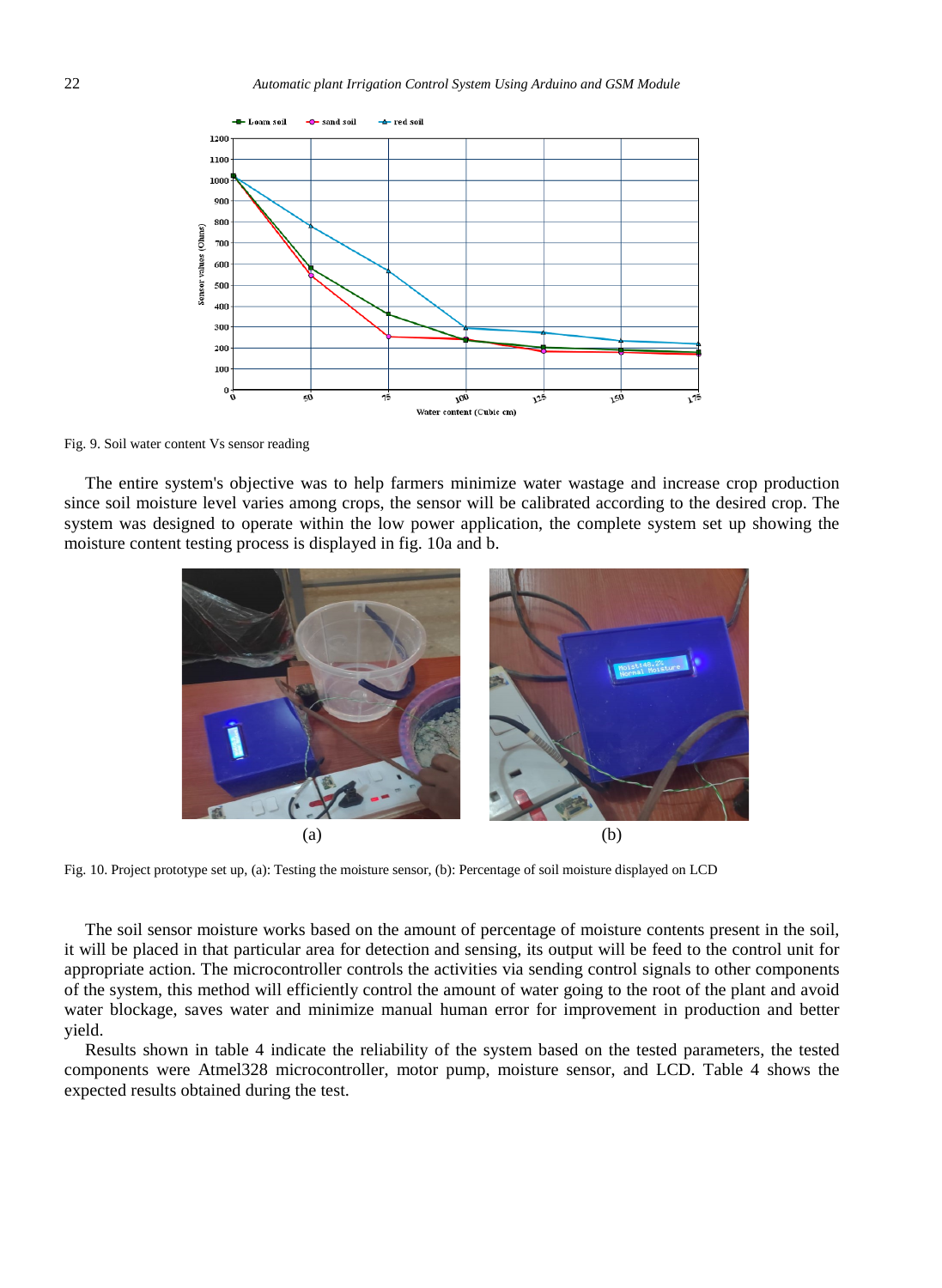Fig. 9. Soil water content Vs sensor reading

The entire system's objective was to help farmers minimize water wastage and increase crop production since soil moisture level varies among crops, the sensor will be calibrated according to the desired crop. The system was designed to operate within the low power application, the complete system set up showing the moisture content testing process is displayed in fig. 10a and b.

(a) (b)

Fig. 10. Project prototype set up, (a): Testing the moisture sensor, (b): Percentage of soil moisture displayed on LCD

The soil sensor moisture works based on the amount of percentage of moisture contents present in the soil, it will be placed in that particular area for detection and sensing, its output will be feed to the control unit for appropriate action. The microcontroller controls the activities via sending control signals to other components of the system, this method will efficiently control the amount of water going to the root of the plant and avoid water blockage, saves water and minimize manual human error for improvement in production and better yield.

Results shown in table 4 indicate the reliability of the system based on the tested parameters, the tested components were Atmel328 microcontroller, motor pump, moisture sensor, and LCD. Table 4 shows the expected results obtained during the test.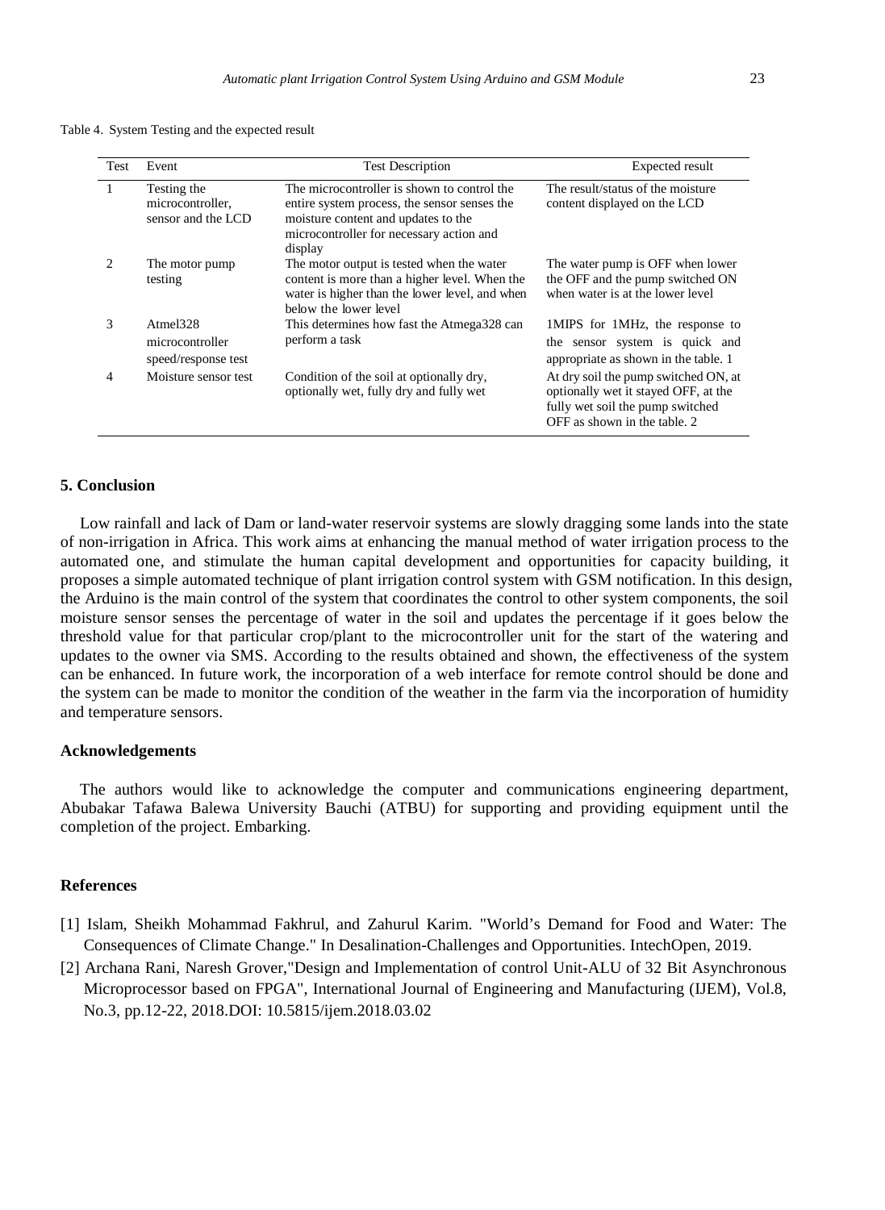Table 4. System Testing and the expected result

| Test | Event | Test Description | Expected result |
|---|---|---|---|
| 1 | Testing the microcontroller, sensor and the LCD | The microcontroller is shown to control the entire system process, the sensor senses the moisture content and updates to the microcontroller for necessary action and display | The result/status of the moisture content displayed on the LCD |
| 2 | The motor pump testing | The motor output is tested when the water content is more than a higher level. When the water is higher than the lower level, and when below the lower level | The water pump is OFF when lower the OFF and the pump switched ON when water is at the lower level |
| 3 | Atmel328 microcontroller speed/response test | This determines how fast the Atmega328 can perform a task | 1MIPS for 1MHz, the response to the sensor system is quick and appropriate as shown in the table. 1 |
| 4 | Moisture sensor test | Condition of the soil at optionally dry, optionally wet, fully dry and fully wet | At dry soil the pump switched ON, at optionally wet it stayed OFF, at the fully wet soil the pump switched OFF as shown in the table. 2 |

## 5. Conclusion

Low rainfall and lack of Dam or land-water reservoir systems are slowly dragging some lands into the state of non-irrigation in Africa. This work aims at enhancing the manual method of water irrigation process to the automated one, and stimulate the human capital development and opportunities for capacity building, it proposes a simple automated technique of plant irrigation control system with GSM notification. In this design, the Arduino is the main control of the system that coordinates the control to other system components, the soil moisture sensor senses the percentage of water in the soil and updates the percentage if it goes below the threshold value for that particular crop/plant to the microcontroller unit for the start of the watering and updates to the owner via SMS. According to the results obtained and shown, the effectiveness of the system can be enhanced. In future work, the incorporation of a web interface for remote control should be done and the system can be made to monitor the condition of the weather in the farm via the incorporation of humidity and temperature sensors.

## Acknowledgements

The authors would like to acknowledge the computer and communications engineering department, Abubakar Tafawa Balewa University Bauchi (ATBU) for supporting and providing equipment until the completion of the project. Embarking.

## References

[1] Islam, Sheikh Mohammad Fakhrul, and Zahurul Karim. "World's Demand for Food and Water: The Consequences of Climate Change." In Desalination-Challenges and Opportunities. IntechOpen, 2019.

[2] Archana Rani, Naresh Grover,"Design and Implementation of control Unit-ALU of 32 Bit Asynchronous Microprocessor based on FPGA", International Journal of Engineering and Manufacturing (IJEM), Vol.8, No.3, pp.12-22, 2018.DOI: 10.5815/ijem.2018.03.02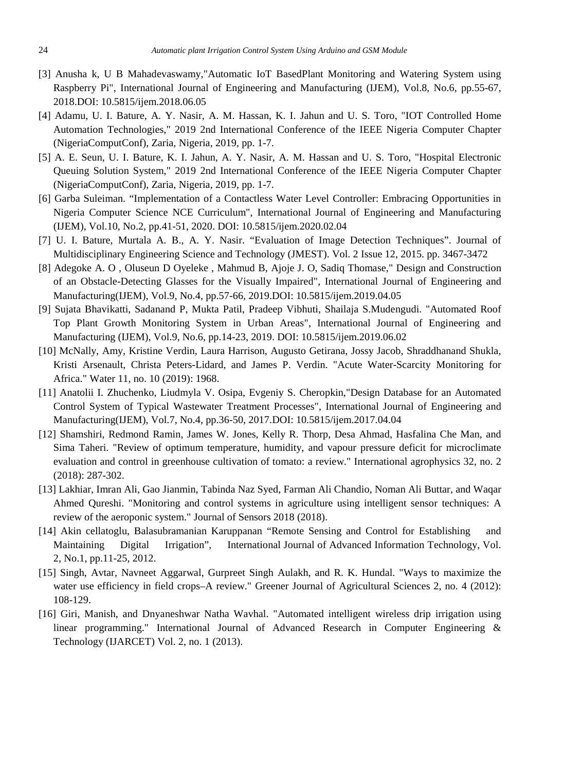[3] Anusha k, U B Mahadevaswamy,"Automatic IoT BasedPlant Monitoring and Watering System using Raspberry Pi", International Journal of Engineering and Manufacturing (IJEM), Vol.8, No.6, pp.55-67, 2018.DOI: 10.5815/ijem.2018.06.05

[4] Adamu, U. I. Bature, A. Y. Nasir, A. M. Hassan, K. I. Jahun and U. S. Toro, "IOT Controlled Home Automation Technologies," 2019 2nd International Conference of the IEEE Nigeria Computer Chapter (NigeriaComputConf), Zaria, Nigeria, 2019, pp. 1-7.

[5] A. E. Seun, U. I. Bature, K. I. Jahun, A. Y. Nasir, A. M. Hassan and U. S. Toro, "Hospital Electronic Queuing Solution System," 2019 2nd International Conference of the IEEE Nigeria Computer Chapter (NigeriaComputConf), Zaria, Nigeria, 2019, pp. 1-7.

[6] Garba Suleiman. "Implementation of a Contactless Water Level Controller: Embracing Opportunities in Nigeria Computer Science NCE Curriculum", International Journal of Engineering and Manufacturing (IJEM), Vol.10, No.2, pp.41-51, 2020. DOI: 10.5815/ijem.2020.02.04

[7] U. I. Bature, Murtala A. B., A. Y. Nasir. "Evaluation of Image Detection Techniques". Journal of Multidisciplinary Engineering Science and Technology (JMEST). Vol. 2 Issue 12, 2015. pp. 3467-3472

[8] Adegoke A. O , Oluseun D Oyeleke , Mahmud B, Ajoje J. O, Sadiq Thomase," Design and Construction of an Obstacle-Detecting Glasses for the Visually Impaired", International Journal of Engineering and Manufacturing(IJEM), Vol.9, No.4, pp.57-66, 2019.DOI: 10.5815/ijem.2019.04.05

[9] Sujata Bhavikatti, Sadanand P, Mukta Patil, Pradeep Vibhuti, Shailaja S.Mudengudi. "Automated Roof Top Plant Growth Monitoring System in Urban Areas", International Journal of Engineering and Manufacturing (IJEM), Vol.9, No.6, pp.14-23, 2019. DOI: 10.5815/ijem.2019.06.02

[10] McNally, Amy, Kristine Verdin, Laura Harrison, Augusto Getirana, Jossy Jacob, Shraddhanand Shukla, Kristi Arsenault, Christa Peters-Lidard, and James P. Verdin. "Acute Water-Scarcity Monitoring for Africa." Water 11, no. 10 (2019): 1968.

[11] Anatolii I. Zhuchenko, Liudmyla V. Osipa, Evgeniy S. Cheropkin,"Design Database for an Automated Control System of Typical Wastewater Treatment Processes", International Journal of Engineering and Manufacturing(IJEM), Vol.7, No.4, pp.36-50, 2017.DOI: 10.5815/ijem.2017.04.04

[12] Shamshiri, Redmond Ramin, James W. Jones, Kelly R. Thorp, Desa Ahmad, Hasfalina Che Man, and Sima Taheri. "Review of optimum temperature, humidity, and vapour pressure deficit for microclimate evaluation and control in greenhouse cultivation of tomato: a review." International agrophysics 32, no. 2 (2018): 287-302.

[13] Lakhiar, Imran Ali, Gao Jianmin, Tabinda Naz Syed, Farman Ali Chandio, Noman Ali Buttar, and Waqar Ahmed Qureshi. "Monitoring and control systems in agriculture using intelligent sensor techniques: A review of the aeroponic system." Journal of Sensors 2018 (2018).

[14] Akin cellatoglu, Balasubramanian Karuppanan "Remote Sensing and Control for Establishing and Maintaining Digital Irrigation", International Journal of Advanced Information Technology, Vol. 2, No.1, pp.11-25, 2012.

[15] Singh, Avtar, Navneet Aggarwal, Gurpreet Singh Aulakh, and R. K. Hundal. "Ways to maximize the water use efficiency in field crops–A review." Greener Journal of Agricultural Sciences 2, no. 4 (2012): 108-129.

[16] Giri, Manish, and Dnyaneshwar Natha Wavhal. "Automated intelligent wireless drip irrigation using linear programming." International Journal of Advanced Research in Computer Engineering & Technology (IJARCET) Vol. 2, no. 1 (2013).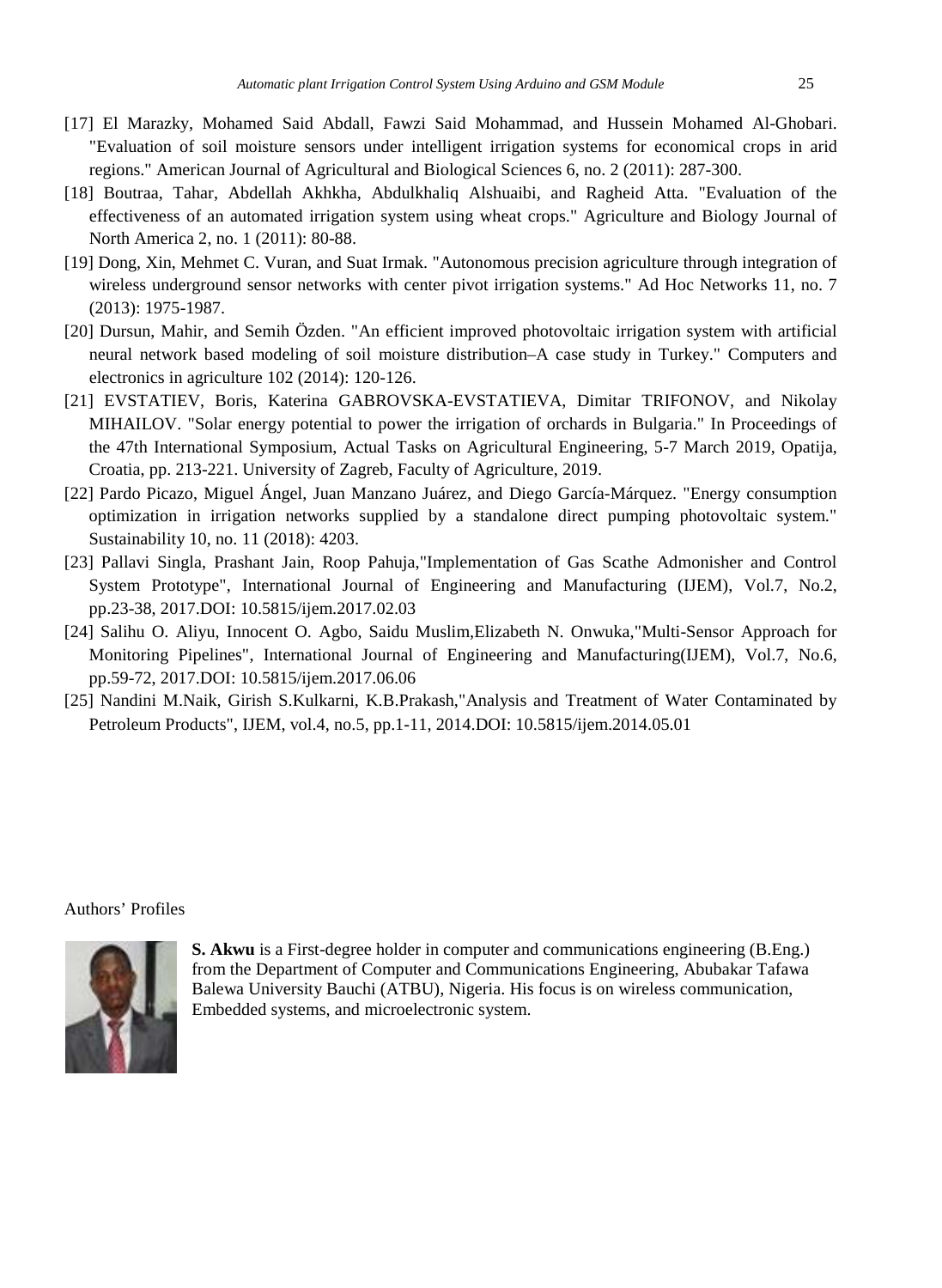[17] El Marazky, Mohamed Said Abdall, Fawzi Said Mohammad, and Hussein Mohamed Al-Ghobari. "Evaluation of soil moisture sensors under intelligent irrigation systems for economical crops in arid regions." American Journal of Agricultural and Biological Sciences 6, no. 2 (2011): 287-300.

[18] Boutraa, Tahar, Abdellah Akhkha, Abdulkhaliq Alshuaibi, and Ragheid Atta. "Evaluation of the effectiveness of an automated irrigation system using wheat crops." Agriculture and Biology Journal of North America 2, no. 1 (2011): 80-88.

[19] Dong, Xin, Mehmet C. Vuran, and Suat Irmak. "Autonomous precision agriculture through integration of wireless underground sensor networks with center pivot irrigation systems." Ad Hoc Networks 11, no. 7 (2013): 1975-1987.

[20] Dursun, Mahir, and Semih Özden. "An efficient improved photovoltaic irrigation system with artificial neural network based modeling of soil moisture distribution–A case study in Turkey." Computers and electronics in agriculture 102 (2014): 120-126.

[21] EVSTATIEV, Boris, Katerina GABROVSKA-EVSTATIEVA, Dimitar TRIFONOV, and Nikolay MIHAILOV. "Solar energy potential to power the irrigation of orchards in Bulgaria." In Proceedings of the 47th International Symposium, Actual Tasks on Agricultural Engineering, 5-7 March 2019, Opatija, Croatia, pp. 213-221. University of Zagreb, Faculty of Agriculture, 2019.

[22] Pardo Picazo, Miguel Ángel, Juan Manzano Juárez, and Diego García-Márquez. "Energy consumption optimization in irrigation networks supplied by a standalone direct pumping photovoltaic system." Sustainability 10, no. 11 (2018): 4203.

[23] Pallavi Singla, Prashant Jain, Roop Pahuja,"Implementation of Gas Scathe Admonisher and Control System Prototype", International Journal of Engineering and Manufacturing (IJEM), Vol.7, No.2, pp.23-38, 2017.DOI: 10.5815/ijem.2017.02.03

[24] Salihu O. Aliyu, Innocent O. Agbo, Saidu Muslim,Elizabeth N. Onwuka,"Multi-Sensor Approach for Monitoring Pipelines", International Journal of Engineering and Manufacturing(IJEM), Vol.7, No.6, pp.59-72, 2017.DOI: 10.5815/ijem.2017.06.06

[25] Nandini M.Naik, Girish S.Kulkarni, K.B.Prakash,"Analysis and Treatment of Water Contaminated by Petroleum Products", IJEM, vol.4, no.5, pp.1-11, 2014.DOI: 10.5815/ijem.2014.05.01

Authors' Profiles

**S. Akwu** is a First-degree holder in computer and communications engineering (B.Eng.) from the Department of Computer and Communications Engineering, Abubakar Tafawa Balewa University Bauchi (ATBU), Nigeria. His focus is on wireless communication, Embedded systems, and microelectronic system.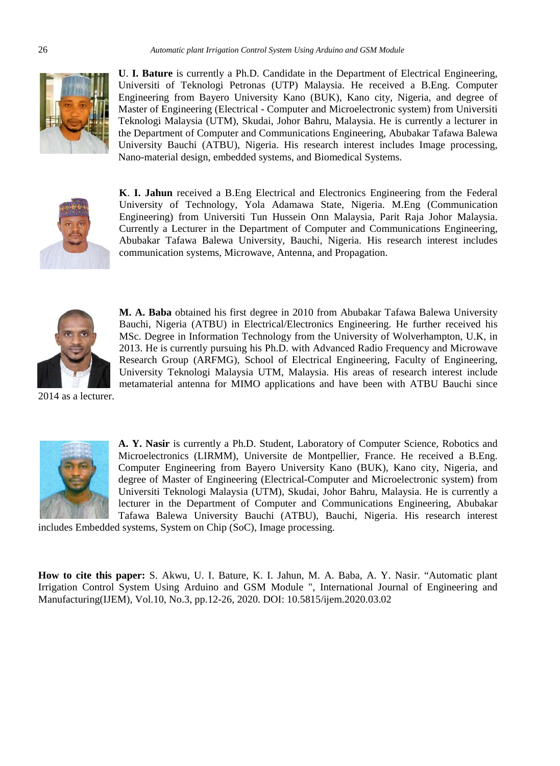**U. I. Bature** is currently a Ph.D. Candidate in the Department of Electrical Engineering, Universiti of Teknologi Petronas (UTP) Malaysia. He received a B.Eng. Computer Engineering from Bayero University Kano (BUK), Kano city, Nigeria, and degree of Master of Engineering (Electrical - Computer and Microelectronic system) from Universiti Teknologi Malaysia (UTM), Skudai, Johor Bahru, Malaysia. He is currently a lecturer in the Department of Computer and Communications Engineering, Abubakar Tafawa Balewa University Bauchi (ATBU), Nigeria. His research interest includes Image processing, Nano-material design, embedded systems, and Biomedical Systems.

**K. I. Jahun** received a B.Eng Electrical and Electronics Engineering from the Federal University of Technology, Yola Adamawa State, Nigeria. M.Eng (Communication Engineering) from Universiti Tun Hussein Onn Malaysia, Parit Raja Johor Malaysia. Currently a Lecturer in the Department of Computer and Communications Engineering, Abubakar Tafawa Balewa University, Bauchi, Nigeria. His research interest includes communication systems, Microwave, Antenna, and Propagation.

**M. A. Baba** obtained his first degree in 2010 from Abubakar Tafawa Balewa University Bauchi, Nigeria (ATBU) in Electrical/Electronics Engineering. He further received his MSc. Degree in Information Technology from the University of Wolverhampton, U.K, in 2013. He is currently pursuing his Ph.D. with Advanced Radio Frequency and Microwave Research Group (ARFMG), School of Electrical Engineering, Faculty of Engineering, University Teknologi Malaysia UTM, Malaysia. His areas of research interest include metamaterial antenna for MIMO applications and have been with ATBU Bauchi since 2014 as a lecturer.

**A. Y. Nasir** is currently a Ph.D. Student, Laboratory of Computer Science, Robotics and Microelectronics (LIRMM), Universite de Montpellier, France. He received a B.Eng. Computer Engineering from Bayero University Kano (BUK), Kano city, Nigeria, and degree of Master of Engineering (Electrical-Computer and Microelectronic system) from Universiti Teknologi Malaysia (UTM), Skudai, Johor Bahru, Malaysia. He is currently a lecturer in the Department of Computer and Communications Engineering, Abubakar Tafawa Balewa University Bauchi (ATBU), Bauchi, Nigeria. His research interest includes Embedded systems, System on Chip (SoC), Image processing.

**How to cite this paper:** S. Akwu, U. I. Bature, K. I. Jahun, M. A. Baba, A. Y. Nasir. "Automatic plant Irrigation Control System Using Arduino and GSM Module ", International Journal of Engineering and Manufacturing(IJEM), Vol.10, No.3, pp.12-26, 2020. DOI: 10.5815/ijem.2020.03.02